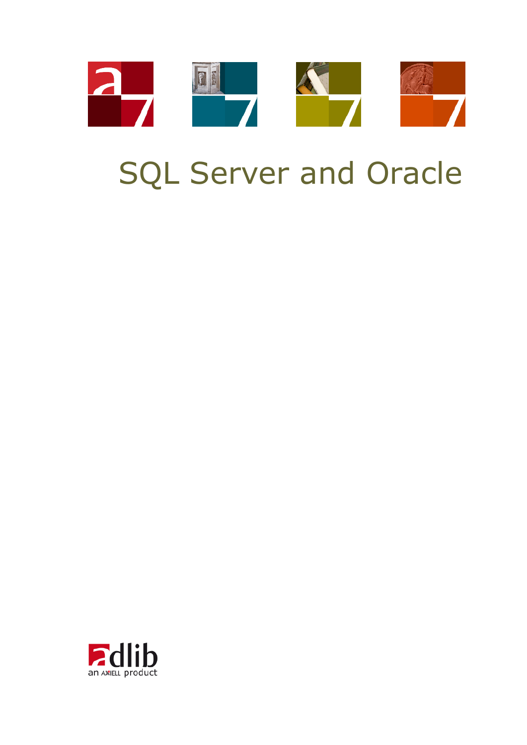# SQL Server and Oracle

adlib
an AXIELL product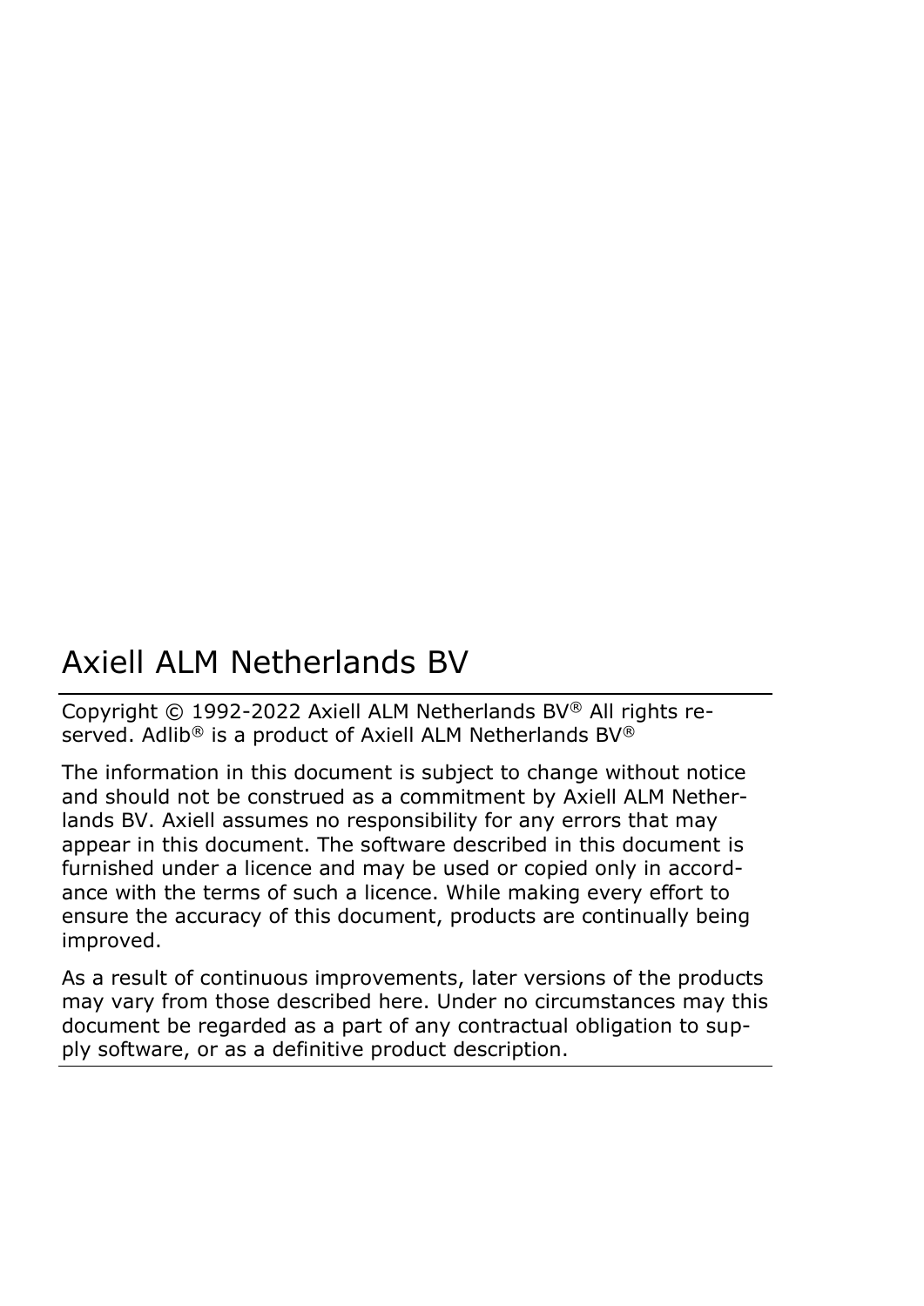# Axiell ALM Netherlands BV

Copyright © 1992-2022 Axiell ALM Netherlands BV® All rights reserved. Adlib® is a product of Axiell ALM Netherlands BV®

The information in this document is subject to change without notice and should not be construed as a commitment by Axiell ALM Netherlands BV. Axiell assumes no responsibility for any errors that may appear in this document. The software described in this document is furnished under a licence and may be used or copied only in accordance with the terms of such a licence. While making every effort to ensure the accuracy of this document, products are continually being improved.

As a result of continuous improvements, later versions of the products may vary from those described here. Under no circumstances may this document be regarded as a part of any contractual obligation to supply software, or as a definitive product description.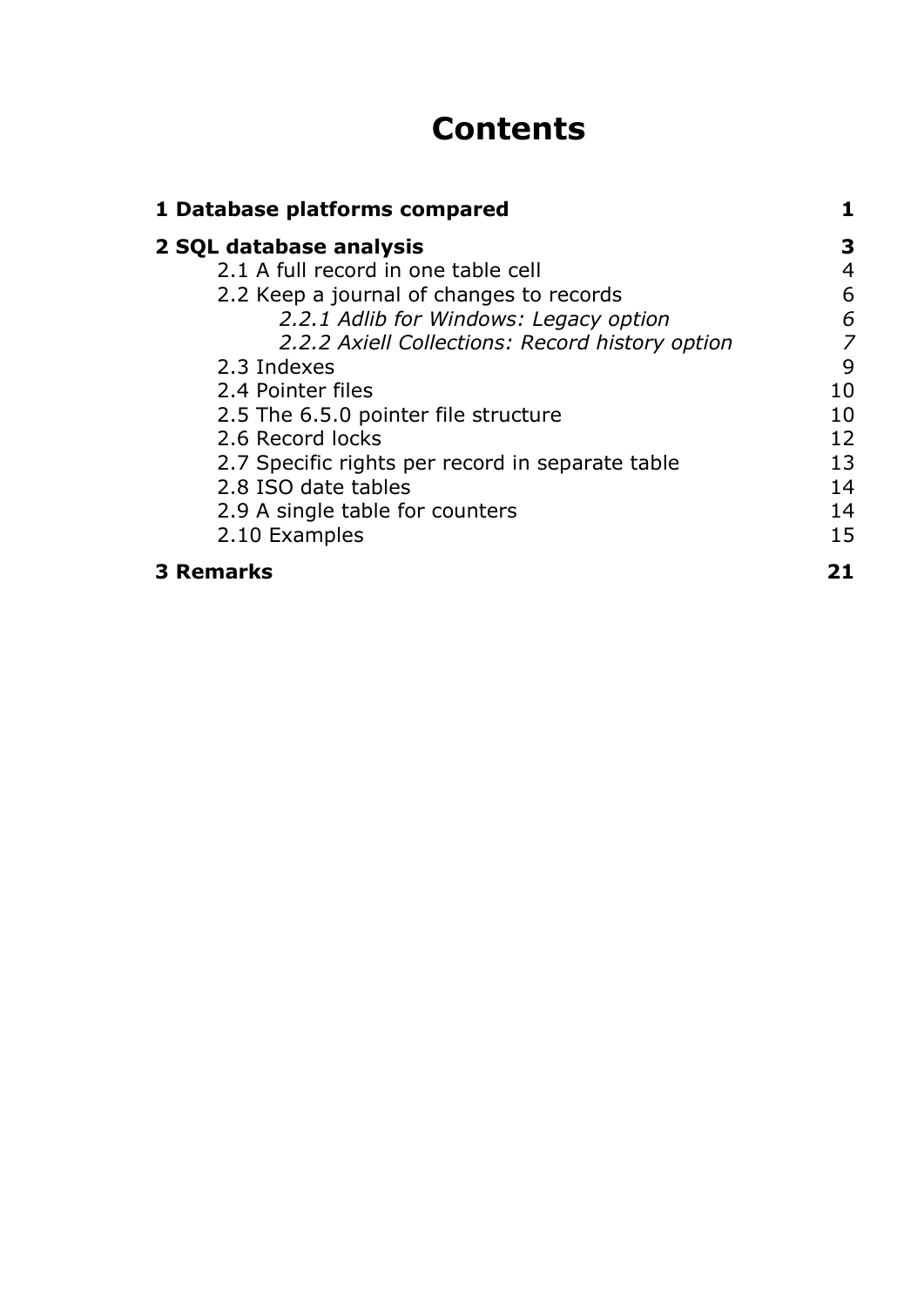# Contents

**1 Database platforms compared** **1**

**2 SQL database analysis** **3**

2.1 A full record in one table cell 4

2.2 Keep a journal of changes to records 6

*2.2.1 Adlib for Windows: Legacy option* *6*

*2.2.2 Axiell Collections: Record history option* *7*

2.3 Indexes 9

2.4 Pointer files 10

2.5 The 6.5.0 pointer file structure 10

2.6 Record locks 12

2.7 Specific rights per record in separate table 13

2.8 ISO date tables 14

2.9 A single table for counters 14

2.10 Examples 15

**3 Remarks** **21**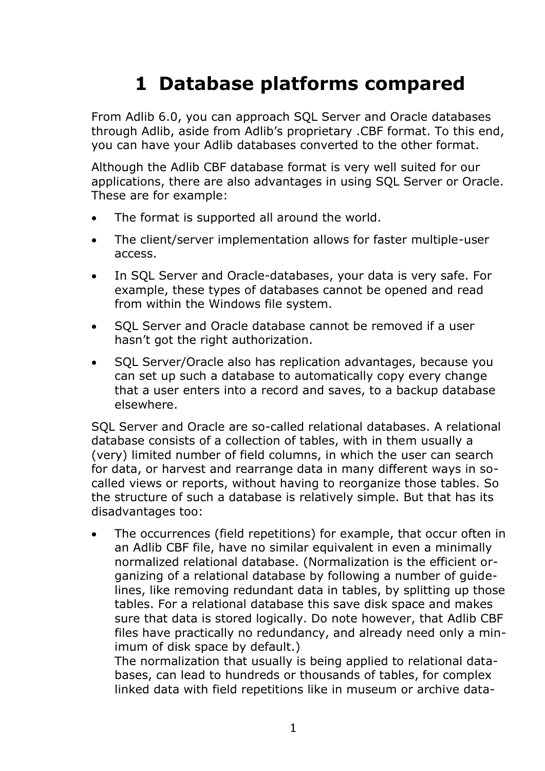# 1 Database platforms compared

From Adlib 6.0, you can approach SQL Server and Oracle databases through Adlib, aside from Adlib's proprietary .CBF format. To this end, you can have your Adlib databases converted to the other format.

Although the Adlib CBF database format is very well suited for our applications, there are also advantages in using SQL Server or Oracle. These are for example:

- The format is supported all around the world.
- The client/server implementation allows for faster multiple-user access.
- In SQL Server and Oracle-databases, your data is very safe. For example, these types of databases cannot be opened and read from within the Windows file system.
- SQL Server and Oracle database cannot be removed if a user hasn't got the right authorization.
- SQL Server/Oracle also has replication advantages, because you can set up such a database to automatically copy every change that a user enters into a record and saves, to a backup database elsewhere.

SQL Server and Oracle are so-called relational databases. A relational database consists of a collection of tables, with in them usually a (very) limited number of field columns, in which the user can search for data, or harvest and rearrange data in many different ways in so-called views or reports, without having to reorganize those tables. So the structure of such a database is relatively simple. But that has its disadvantages too:

- The occurrences (field repetitions) for example, that occur often in an Adlib CBF file, have no similar equivalent in even a minimally normalized relational database. (Normalization is the efficient organizing of a relational database by following a number of guidelines, like removing redundant data in tables, by splitting up those tables. For a relational database this save disk space and makes sure that data is stored logically. Do note however, that Adlib CBF files have practically no redundancy, and already need only a minimum of disk space by default.)
  The normalization that usually is being applied to relational databases, can lead to hundreds or thousands of tables, for complex linked data with field repetitions like in museum or archive data-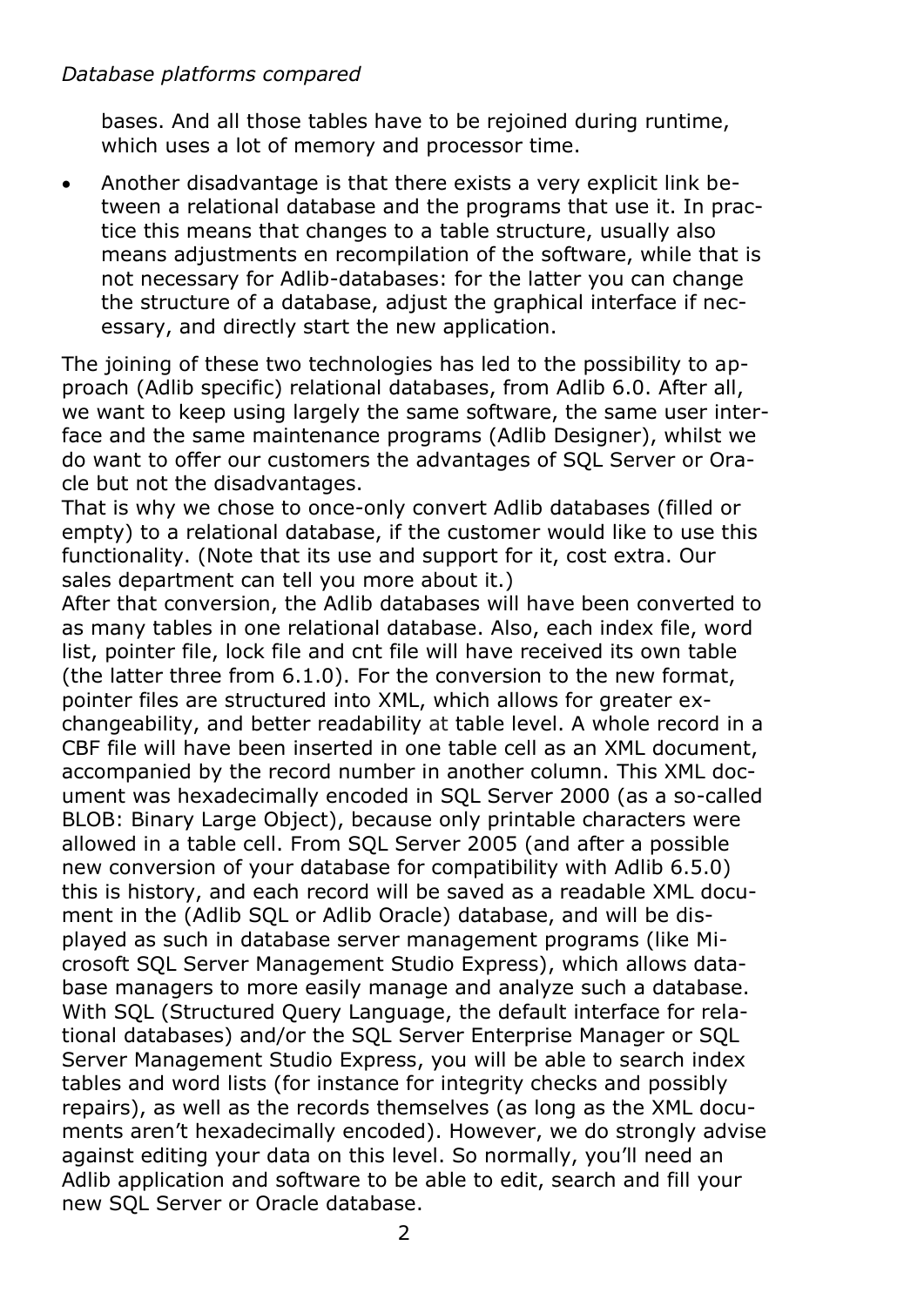bases. And all those tables have to be rejoined during runtime, which uses a lot of memory and processor time.

- Another disadvantage is that there exists a very explicit link between a relational database and the programs that use it. In practice this means that changes to a table structure, usually also means adjustments en recompilation of the software, while that is not necessary for Adlib-databases: for the latter you can change the structure of a database, adjust the graphical interface if necessary, and directly start the new application.

The joining of these two technologies has led to the possibility to approach (Adlib specific) relational databases, from Adlib 6.0. After all, we want to keep using largely the same software, the same user interface and the same maintenance programs (Adlib Designer), whilst we do want to offer our customers the advantages of SQL Server or Oracle but not the disadvantages.
That is why we chose to once-only convert Adlib databases (filled or empty) to a relational database, if the customer would like to use this functionality. (Note that its use and support for it, cost extra. Our sales department can tell you more about it.)
After that conversion, the Adlib databases will have been converted to as many tables in one relational database. Also, each index file, word list, pointer file, lock file and cnt file will have received its own table (the latter three from 6.1.0). For the conversion to the new format, pointer files are structured into XML, which allows for greater exchangeability, and better readability at table level. A whole record in a CBF file will have been inserted in one table cell as an XML document, accompanied by the record number in another column. This XML document was hexadecimally encoded in SQL Server 2000 (as a so-called BLOB: Binary Large Object), because only printable characters were allowed in a table cell. From SQL Server 2005 (and after a possible new conversion of your database for compatibility with Adlib 6.5.0) this is history, and each record will be saved as a readable XML document in the (Adlib SQL or Adlib Oracle) database, and will be displayed as such in database server management programs (like Microsoft SQL Server Management Studio Express), which allows database managers to more easily manage and analyze such a database.
With SQL (Structured Query Language, the default interface for relational databases) and/or the SQL Server Enterprise Manager or SQL Server Management Studio Express, you will be able to search index tables and word lists (for instance for integrity checks and possibly repairs), as well as the records themselves (as long as the XML documents aren't hexadecimally encoded). However, we do strongly advise against editing your data on this level. So normally, you'll need an Adlib application and software to be able to edit, search and fill your new SQL Server or Oracle database.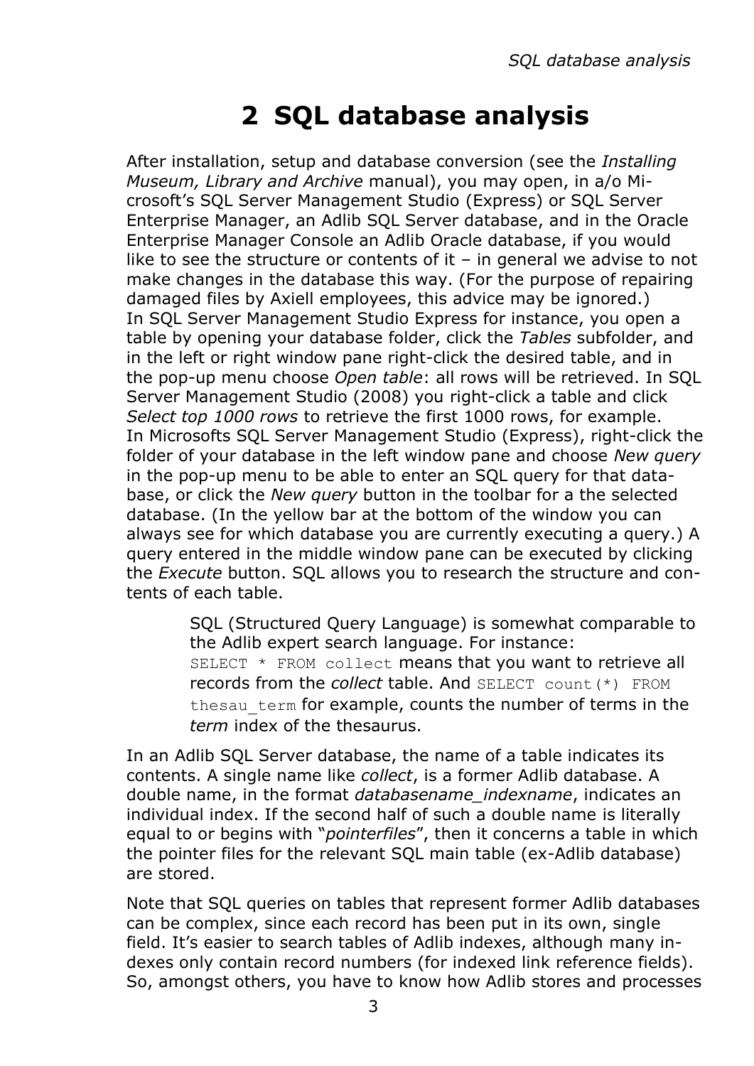# 2 SQL database analysis

After installation, setup and database conversion (see the *Installing Museum, Library and Archive* manual), you may open, in a/o Microsoft's SQL Server Management Studio (Express) or SQL Server Enterprise Manager, an Adlib SQL Server database, and in the Oracle Enterprise Manager Console an Adlib Oracle database, if you would like to see the structure or contents of it – in general we advise to not make changes in the database this way. (For the purpose of repairing damaged files by Axiell employees, this advice may be ignored.)
In SQL Server Management Studio Express for instance, you open a table by opening your database folder, click the *Tables* subfolder, and in the left or right window pane right-click the desired table, and in the pop-up menu choose *Open table*: all rows will be retrieved. In SQL Server Management Studio (2008) you right-click a table and click *Select top 1000 rows* to retrieve the first 1000 rows, for example.
In Microsofts SQL Server Management Studio (Express), right-click the folder of your database in the left window pane and choose *New query* in the pop-up menu to be able to enter an SQL query for that database, or click the *New query* button in the toolbar for a the selected database. (In the yellow bar at the bottom of the window you can always see for which database you are currently executing a query.) A query entered in the middle window pane can be executed by clicking the *Execute* button. SQL allows you to research the structure and contents of each table.

> SQL (Structured Query Language) is somewhat comparable to the Adlib expert search language. For instance: `SELECT * FROM collect` means that you want to retrieve all records from the *collect* table. And `SELECT count(*) FROM thesau_term` for example, counts the number of terms in the *term* index of the thesaurus.

In an Adlib SQL Server database, the name of a table indicates its contents. A single name like *collect*, is a former Adlib database. A double name, in the format *databasename_indexname*, indicates an individual index. If the second half of such a double name is literally equal to or begins with "*pointerfiles*", then it concerns a table in which the pointer files for the relevant SQL main table (ex-Adlib database) are stored.

Note that SQL queries on tables that represent former Adlib databases can be complex, since each record has been put in its own, single field. It's easier to search tables of Adlib indexes, although many indexes only contain record numbers (for indexed link reference fields). So, amongst others, you have to know how Adlib stores and processes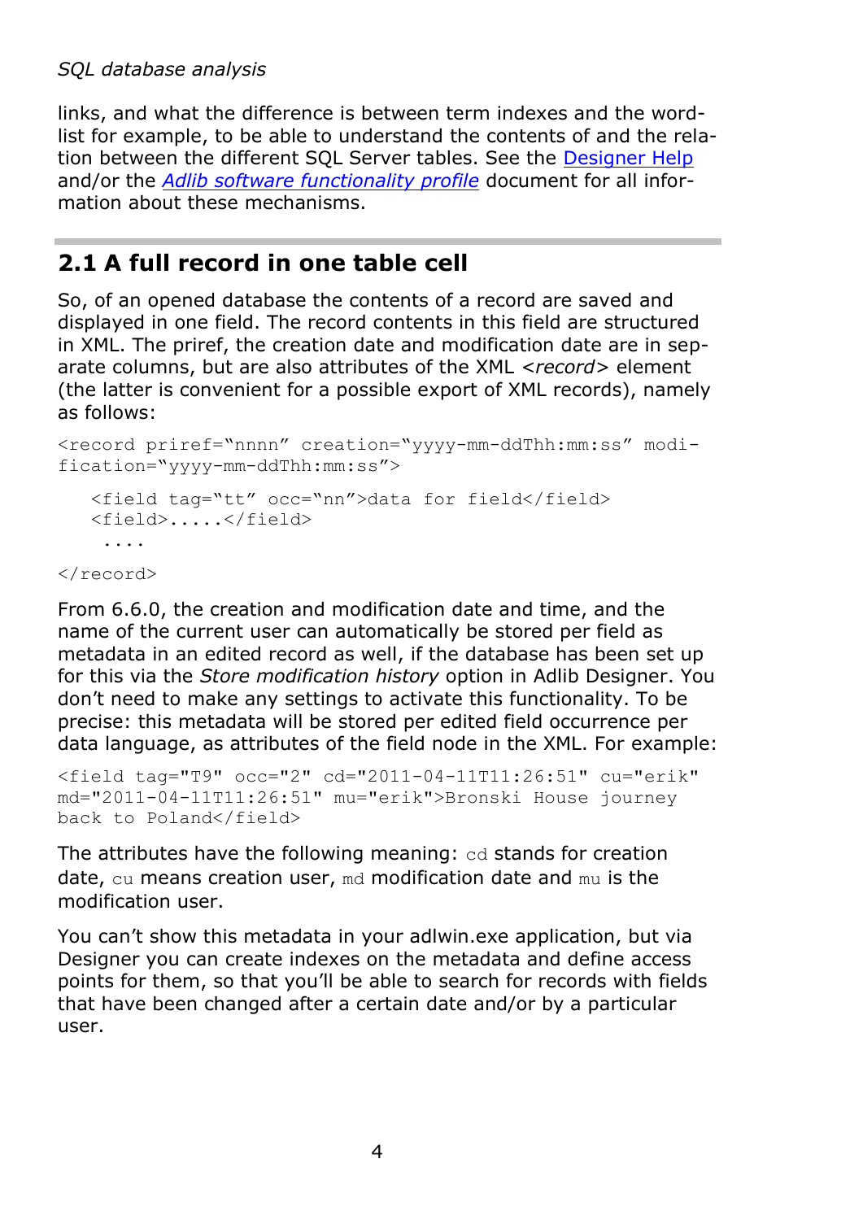links, and what the difference is between term indexes and the word-list for example, to be able to understand the contents of and the relation between the different SQL Server tables. See the [Designer Help]() and/or the *[Adlib software functionality profile]()* document for all information about these mechanisms.

## 2.1 A full record in one table cell

So, of an opened database the contents of a record are saved and displayed in one field. The record contents in this field are structured in XML. The priref, the creation date and modification date are in separate columns, but are also attributes of the XML <*record*> element (the latter is convenient for a possible export of XML records), namely as follows:

```
<record priref="nnnn" creation="yyyy-mm-ddThh:mm:ss" modification="yyyy-mm-ddThh:mm:ss">

   <field tag="tt" occ="nn">data for field</field>
   <field>.....</field>
    ....

</record>
```

From 6.6.0, the creation and modification date and time, and the name of the current user can automatically be stored per field as metadata in an edited record as well, if the database has been set up for this via the *Store modification history* option in Adlib Designer. You don't need to make any settings to activate this functionality. To be precise: this metadata will be stored per edited field occurrence per data language, as attributes of the field node in the XML. For example:

```
<field tag="T9" occ="2" cd="2011-04-11T11:26:51" cu="erik"
md="2011-04-11T11:26:51" mu="erik">Bronski House journey
back to Poland</field>
```

The attributes have the following meaning: `cd` stands for creation date, `cu` means creation user, `md` modification date and `mu` is the modification user.

You can't show this metadata in your adlwin.exe application, but via Designer you can create indexes on the metadata and define access points for them, so that you'll be able to search for records with fields that have been changed after a certain date and/or by a particular user.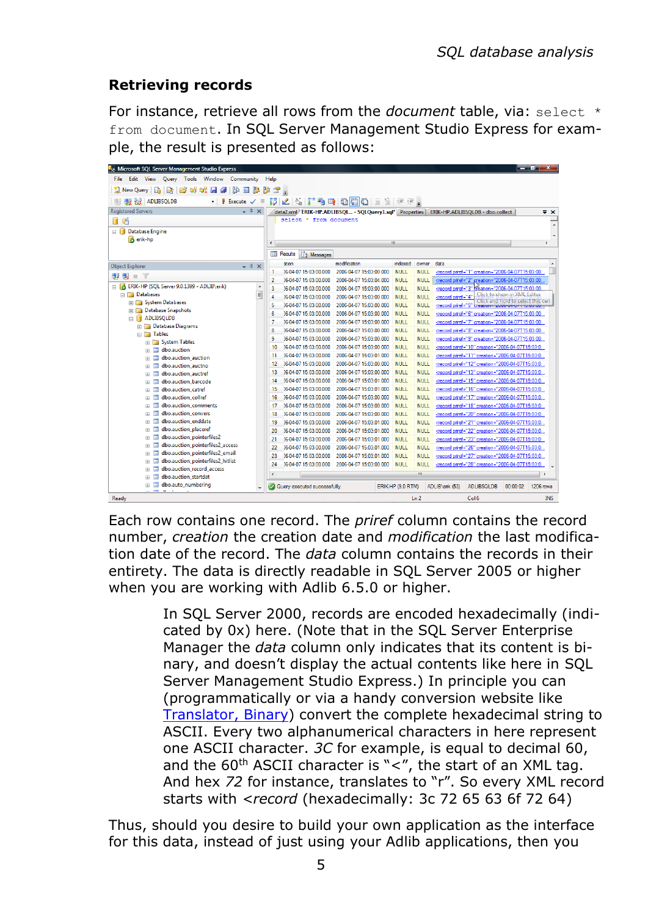## Retrieving records

For instance, retrieve all rows from the *document* table, via: `select * from document`. In SQL Server Management Studio Express for example, the result is presented as follows:

Each row contains one record. The *priref* column contains the record number, *creation* the creation date and *modification* the last modification date of the record. The *data* column contains the records in their entirety. The data is directly readable in SQL Server 2005 or higher when you are working with Adlib 6.5.0 or higher.

In SQL Server 2000, records are encoded hexadecimally (indicated by 0x) here. (Note that in the SQL Server Enterprise Manager the *data* column only indicates that its content is binary, and doesn't display the actual contents like here in SQL Server Management Studio Express.) In principle you can (programmatically or via a handy conversion website like [Translator, Binary](Translator, Binary)) convert the complete hexadecimal string to ASCII. Every two alphanumerical characters in here represent one ASCII character. *3C* for example, is equal to decimal 60, and the 60th ASCII character is "<", the start of an XML tag. And hex *72* for instance, translates to "r". So every XML record starts with *<record* (hexadecimally: 3c 72 65 63 6f 72 64)

Thus, should you desire to build your own application as the interface for this data, instead of just using your Adlib applications, then you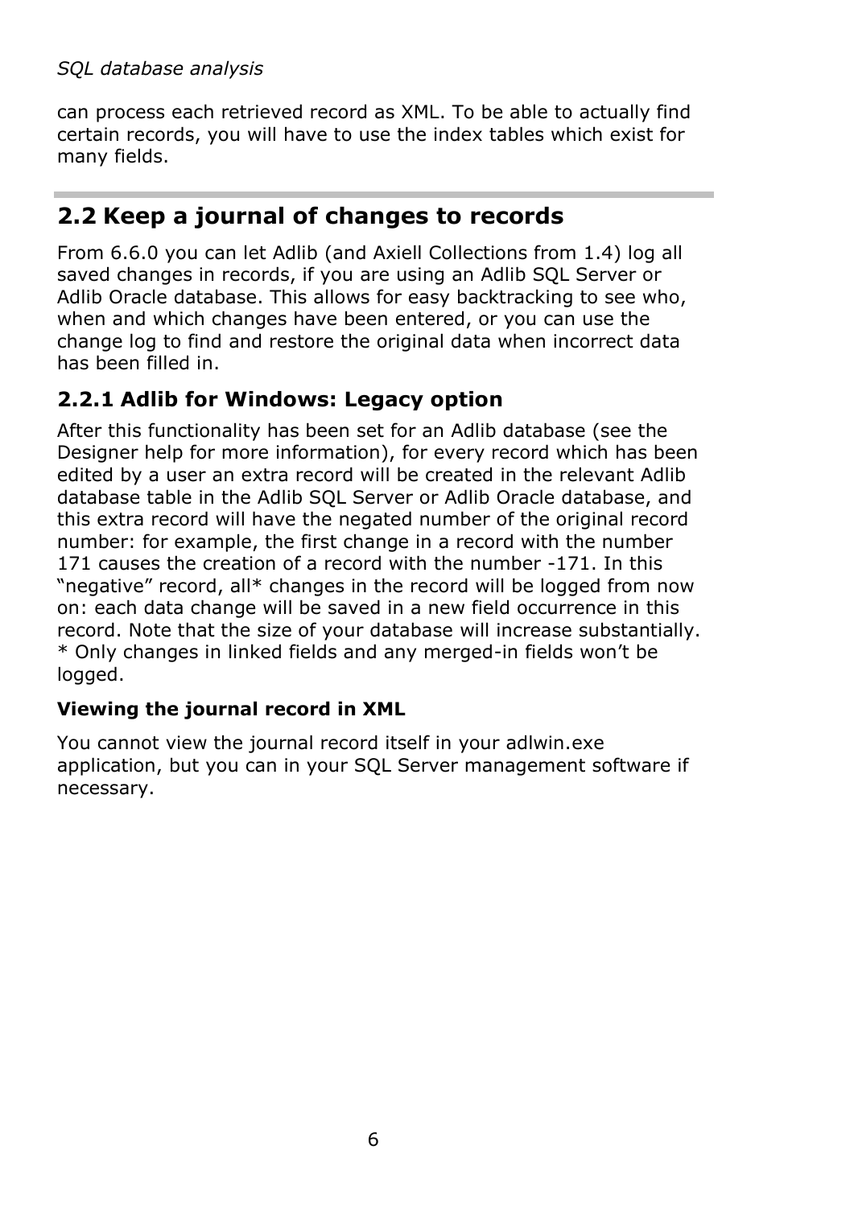can process each retrieved record as XML. To be able to actually find certain records, you will have to use the index tables which exist for many fields.

## 2.2 Keep a journal of changes to records

From 6.6.0 you can let Adlib (and Axiell Collections from 1.4) log all saved changes in records, if you are using an Adlib SQL Server or Adlib Oracle database. This allows for easy backtracking to see who, when and which changes have been entered, or you can use the change log to find and restore the original data when incorrect data has been filled in.

### 2.2.1 Adlib for Windows: Legacy option

After this functionality has been set for an Adlib database (see the Designer help for more information), for every record which has been edited by a user an extra record will be created in the relevant Adlib database table in the Adlib SQL Server or Adlib Oracle database, and this extra record will have the negated number of the original record number: for example, the first change in a record with the number 171 causes the creation of a record with the number -171. In this "negative" record, all* changes in the record will be logged from now on: each data change will be saved in a new field occurrence in this record. Note that the size of your database will increase substantially.
* Only changes in linked fields and any merged-in fields won't be logged.

**Viewing the journal record in XML**

You cannot view the journal record itself in your adlwin.exe application, but you can in your SQL Server management software if necessary.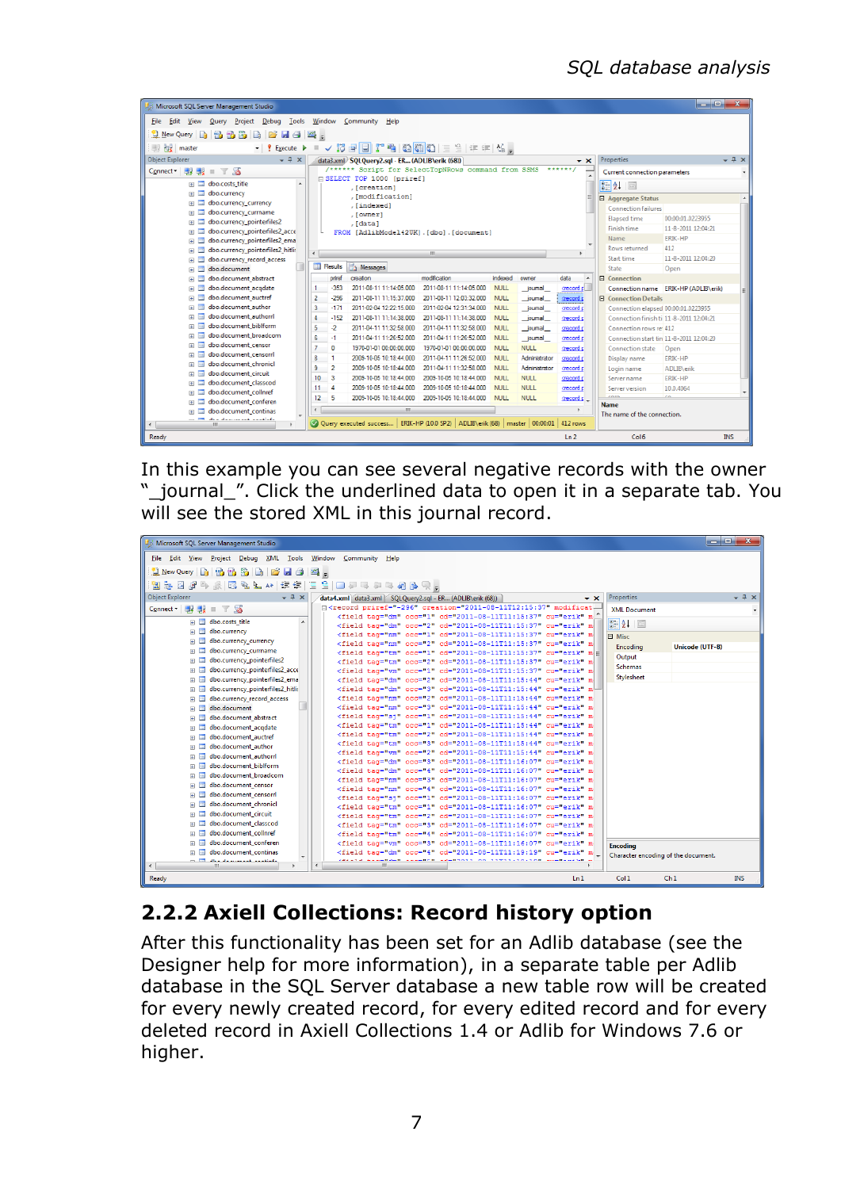In this example you can see several negative records with the owner "_journal_". Click the underlined data to open it in a separate tab. You will see the stored XML in this journal record.

## 2.2.2 Axiell Collections: Record history option

After this functionality has been set for an Adlib database (see the Designer help for more information), in a separate table per Adlib database in the SQL Server database a new table row will be created for every newly created record, for every edited record and for every deleted record in Axiell Collections 1.4 or Adlib for Windows 7.6 or higher.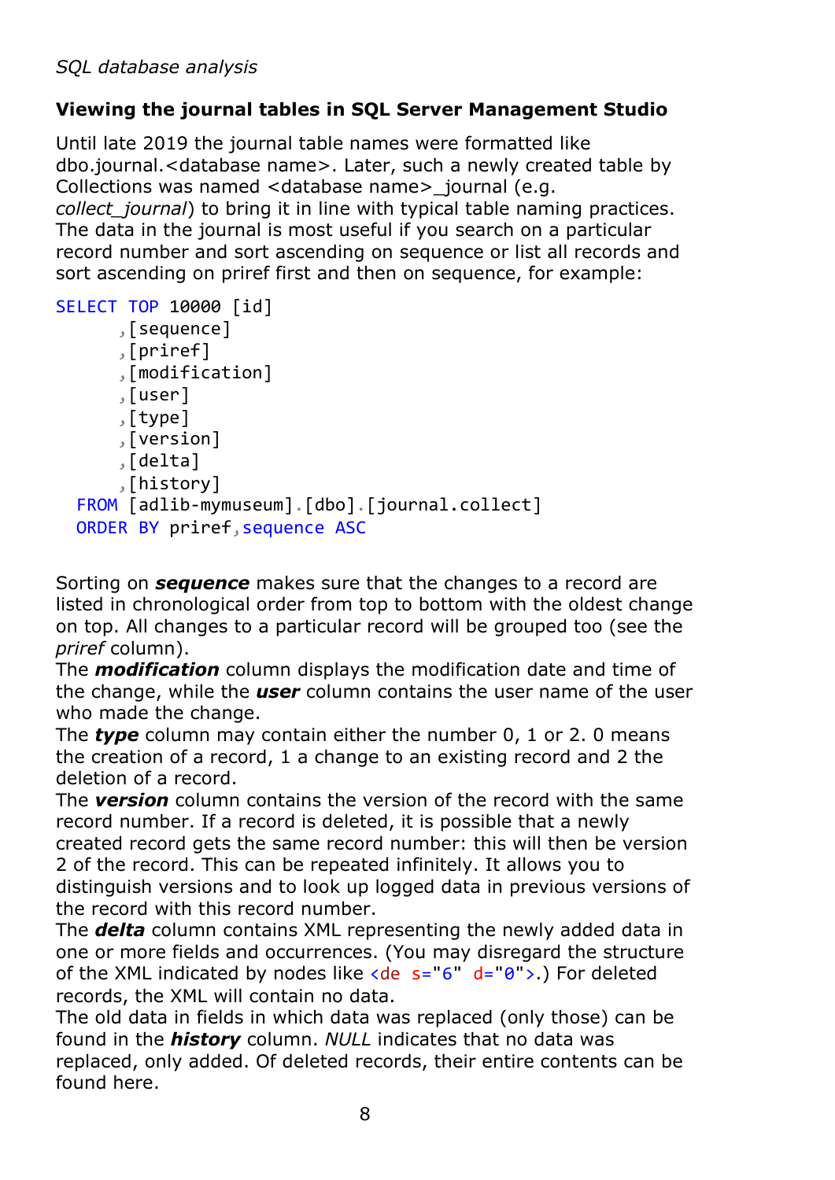## Viewing the journal tables in SQL Server Management Studio

Until late 2019 the journal table names were formatted like dbo.journal.<database name>. Later, such a newly created table by Collections was named <database name>_journal (e.g. *collect_journal*) to bring it in line with typical table naming practices. The data in the journal is most useful if you search on a particular record number and sort ascending on sequence or list all records and sort ascending on priref first and then on sequence, for example:

```
SELECT TOP 10000 [id]
      ,[sequence]
      ,[priref]
      ,[modification]
      ,[user]
      ,[type]
      ,[version]
      ,[delta]
      ,[history]
  FROM [adlib-mymuseum].[dbo].[journal.collect]
  ORDER BY priref,sequence ASC
```

Sorting on ***sequence*** makes sure that the changes to a record are listed in chronological order from top to bottom with the oldest change on top. All changes to a particular record will be grouped too (see the *priref* column).
The ***modification*** column displays the modification date and time of the change, while the ***user*** column contains the user name of the user who made the change.
The ***type*** column may contain either the number 0, 1 or 2. 0 means the creation of a record, 1 a change to an existing record and 2 the deletion of a record.
The ***version*** column contains the version of the record with the same record number. If a record is deleted, it is possible that a newly created record gets the same record number: this will then be version 2 of the record. This can be repeated infinitely. It allows you to distinguish versions and to look up logged data in previous versions of the record with this record number.
The ***delta*** column contains XML representing the newly added data in one or more fields and occurrences. (You may disregard the structure of the XML indicated by nodes like `<de s="6" d="0">`.) For deleted records, the XML will contain no data.
The old data in fields in which data was replaced (only those) can be found in the ***history*** column. *NULL* indicates that no data was replaced, only added. Of deleted records, their entire contents can be found here.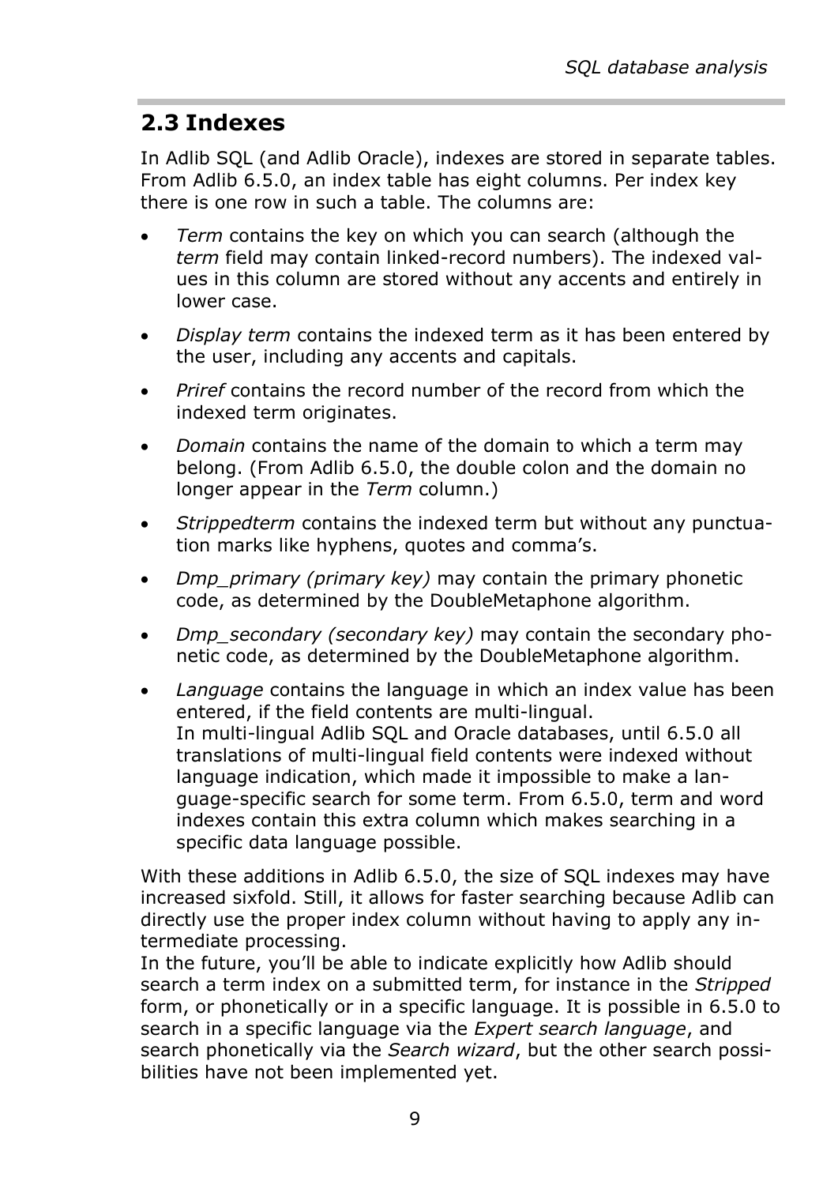## 2.3 Indexes

In Adlib SQL (and Adlib Oracle), indexes are stored in separate tables. From Adlib 6.5.0, an index table has eight columns. Per index key there is one row in such a table. The columns are:

- *Term* contains the key on which you can search (although the *term* field may contain linked-record numbers). The indexed values in this column are stored without any accents and entirely in lower case.
- *Display term* contains the indexed term as it has been entered by the user, including any accents and capitals.
- *Priref* contains the record number of the record from which the indexed term originates.
- *Domain* contains the name of the domain to which a term may belong. (From Adlib 6.5.0, the double colon and the domain no longer appear in the *Term* column.)
- *Strippedterm* contains the indexed term but without any punctuation marks like hyphens, quotes and comma's.
- *Dmp_primary (primary key)* may contain the primary phonetic code, as determined by the DoubleMetaphone algorithm.
- *Dmp_secondary (secondary key)* may contain the secondary phonetic code, as determined by the DoubleMetaphone algorithm.
- *Language* contains the language in which an index value has been entered, if the field contents are multi-lingual.
  In multi-lingual Adlib SQL and Oracle databases, until 6.5.0 all translations of multi-lingual field contents were indexed without language indication, which made it impossible to make a language-specific search for some term. From 6.5.0, term and word indexes contain this extra column which makes searching in a specific data language possible.

With these additions in Adlib 6.5.0, the size of SQL indexes may have increased sixfold. Still, it allows for faster searching because Adlib can directly use the proper index column without having to apply any intermediate processing.
In the future, you'll be able to indicate explicitly how Adlib should search a term index on a submitted term, for instance in the *Stripped* form, or phonetically or in a specific language. It is possible in 6.5.0 to search in a specific language via the *Expert search language*, and search phonetically via the *Search wizard*, but the other search possibilities have not been implemented yet.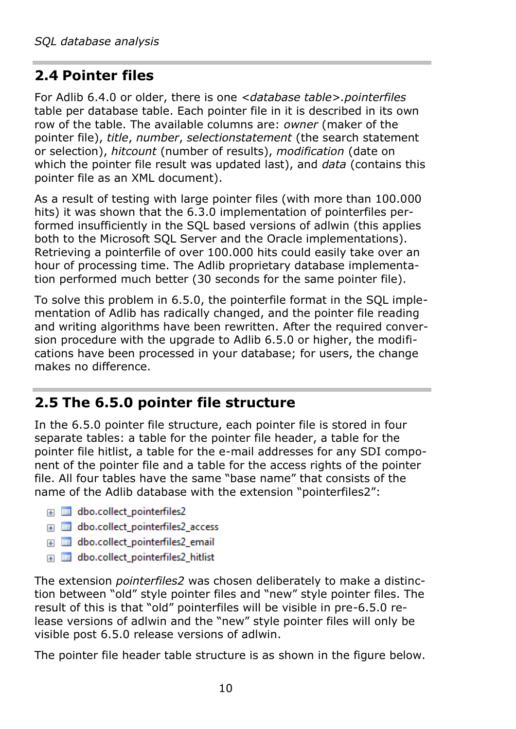## 2.4 Pointer files

For Adlib 6.4.0 or older, there is one *<database table>.pointerfiles* table per database table. Each pointer file in it is described in its own row of the table. The available columns are: *owner* (maker of the pointer file), *title*, *number*, *selectionstatement* (the search statement or selection), *hitcount* (number of results), *modification* (date on which the pointer file result was updated last), and *data* (contains this pointer file as an XML document).

As a result of testing with large pointer files (with more than 100.000 hits) it was shown that the 6.3.0 implementation of pointerfiles performed insufficiently in the SQL based versions of adlwin (this applies both to the Microsoft SQL Server and the Oracle implementations). Retrieving a pointerfile of over 100.000 hits could easily take over an hour of processing time. The Adlib proprietary database implementation performed much better (30 seconds for the same pointer file).

To solve this problem in 6.5.0, the pointerfile format in the SQL implementation of Adlib has radically changed, and the pointer file reading and writing algorithms have been rewritten. After the required conversion procedure with the upgrade to Adlib 6.5.0 or higher, the modifications have been processed in your database; for users, the change makes no difference.

## 2.5 The 6.5.0 pointer file structure

In the 6.5.0 pointer file structure, each pointer file is stored in four separate tables: a table for the pointer file header, a table for the pointer file hitlist, a table for the e-mail addresses for any SDI component of the pointer file and a table for the access rights of the pointer file. All four tables have the same "base name" that consists of the name of the Adlib database with the extension "pointerfiles2":

- dbo.collect_pointerfiles2
- dbo.collect_pointerfiles2_access
- dbo.collect_pointerfiles2_email
- dbo.collect_pointerfiles2_hitlist

The extension *pointerfiles2* was chosen deliberately to make a distinction between "old" style pointer files and "new" style pointer files. The result of this is that "old" pointerfiles will be visible in pre-6.5.0 release versions of adlwin and the "new" style pointer files will only be visible post 6.5.0 release versions of adlwin.

The pointer file header table structure is as shown in the figure below.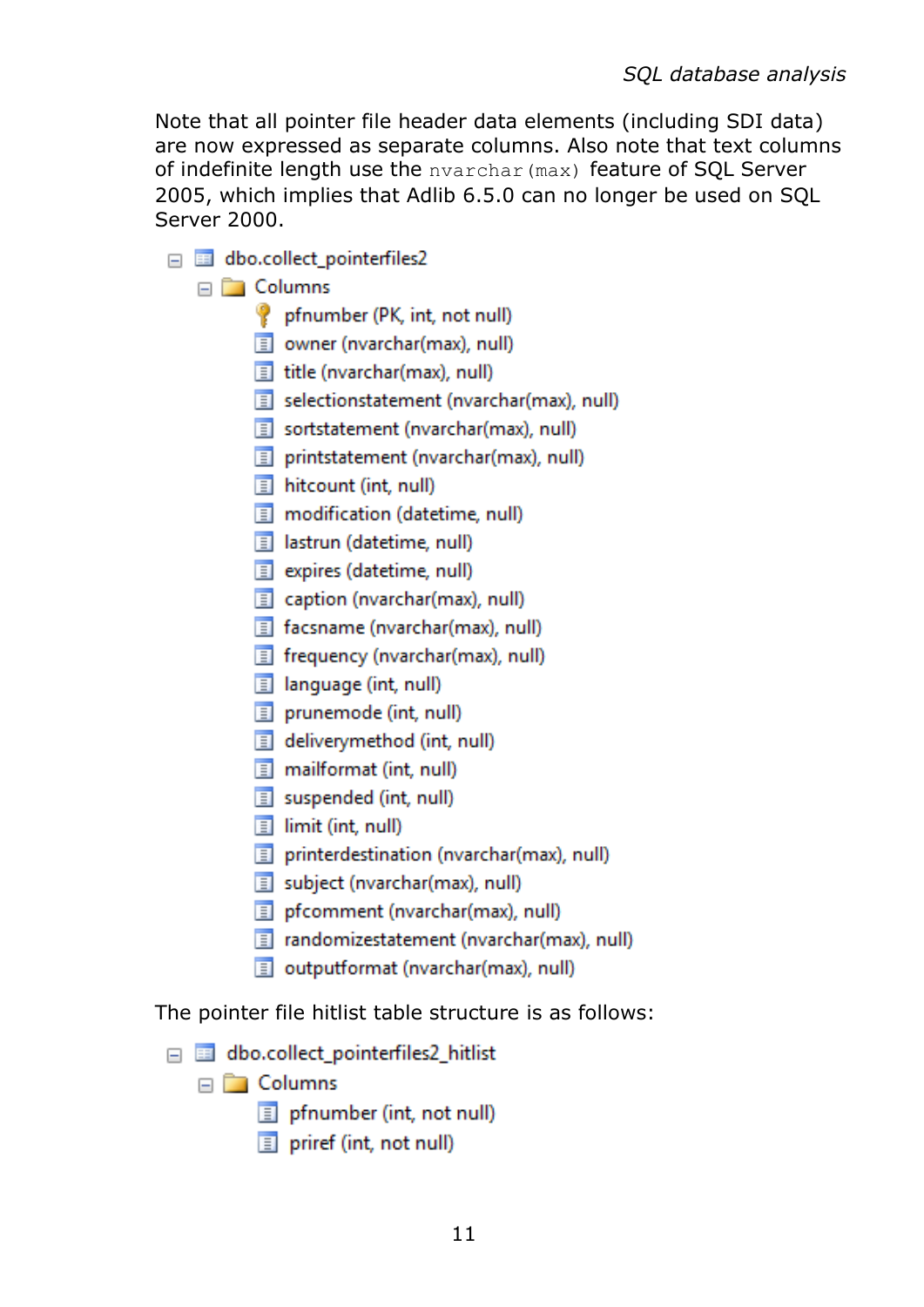Note that all pointer file header data elements (including SDI data) are now expressed as separate columns. Also note that text columns of indefinite length use the `nvarchar(max)` feature of SQL Server 2005, which implies that Adlib 6.5.0 can no longer be used on SQL Server 2000.

- dbo.collect_pointerfiles2
  - Columns
    - pfnumber (PK, int, not null)
    - owner (nvarchar(max), null)
    - title (nvarchar(max), null)
    - selectionstatement (nvarchar(max), null)
    - sortstatement (nvarchar(max), null)
    - printstatement (nvarchar(max), null)
    - hitcount (int, null)
    - modification (datetime, null)
    - lastrun (datetime, null)
    - expires (datetime, null)
    - caption (nvarchar(max), null)
    - facsname (nvarchar(max), null)
    - frequency (nvarchar(max), null)
    - language (int, null)
    - prunemode (int, null)
    - deliverymethod (int, null)
    - mailformat (int, null)
    - suspended (int, null)
    - limit (int, null)
    - printerdestination (nvarchar(max), null)
    - subject (nvarchar(max), null)
    - pfcomment (nvarchar(max), null)
    - randomizestatement (nvarchar(max), null)
    - outputformat (nvarchar(max), null)

The pointer file hitlist table structure is as follows:

- dbo.collect_pointerfiles2_hitlist
  - Columns
    - pfnumber (int, not null)
    - priref (int, not null)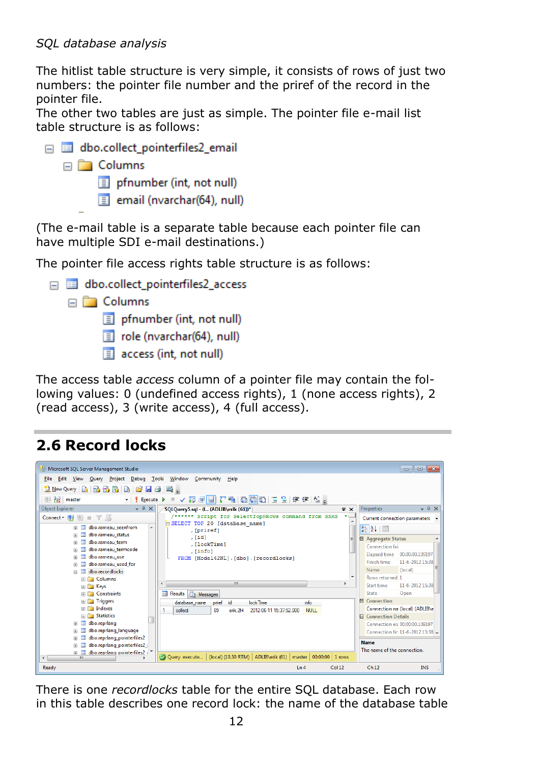*SQL database analysis*

The hitlist table structure is very simple, it consists of rows of just two numbers: the pointer file number and the priref of the record in the pointer file.
The other two tables are just as simple. The pointer file e-mail list table structure is as follows:

- dbo.collect_pointerfiles2_email
  - Columns
    - pfnumber (int, not null)
    - email (nvarchar(64), null)

(The e-mail table is a separate table because each pointer file can have multiple SDI e-mail destinations.)

The pointer file access rights table structure is as follows:

- dbo.collect_pointerfiles2_access
  - Columns
    - pfnumber (int, not null)
    - role (nvarchar(64), null)
    - access (int, not null)

The access table *access* column of a pointer file may contain the following values: 0 (undefined access rights), 1 (none access rights), 2 (read access), 3 (write access), 4 (full access).

## 2.6 Record locks

```
/****** Script for SelectTopNRows command from SSMS ******/
SELECT TOP 20 [database_name]
      ,[priref]
      ,[id]
      ,[lockTime]
      ,[info]
  FROM [Model42NL].[dbo].[recordlocks]
```

| | database_name | priref | id | lockTime | info |
|---|---|---|---|---|---|
| 1 | collect | 89 | erik.24 | 2012-06-11 15:37:52.000 | NULL |

There is one *recordlocks* table for the entire SQL database. Each row in this table describes one record lock: the name of the database table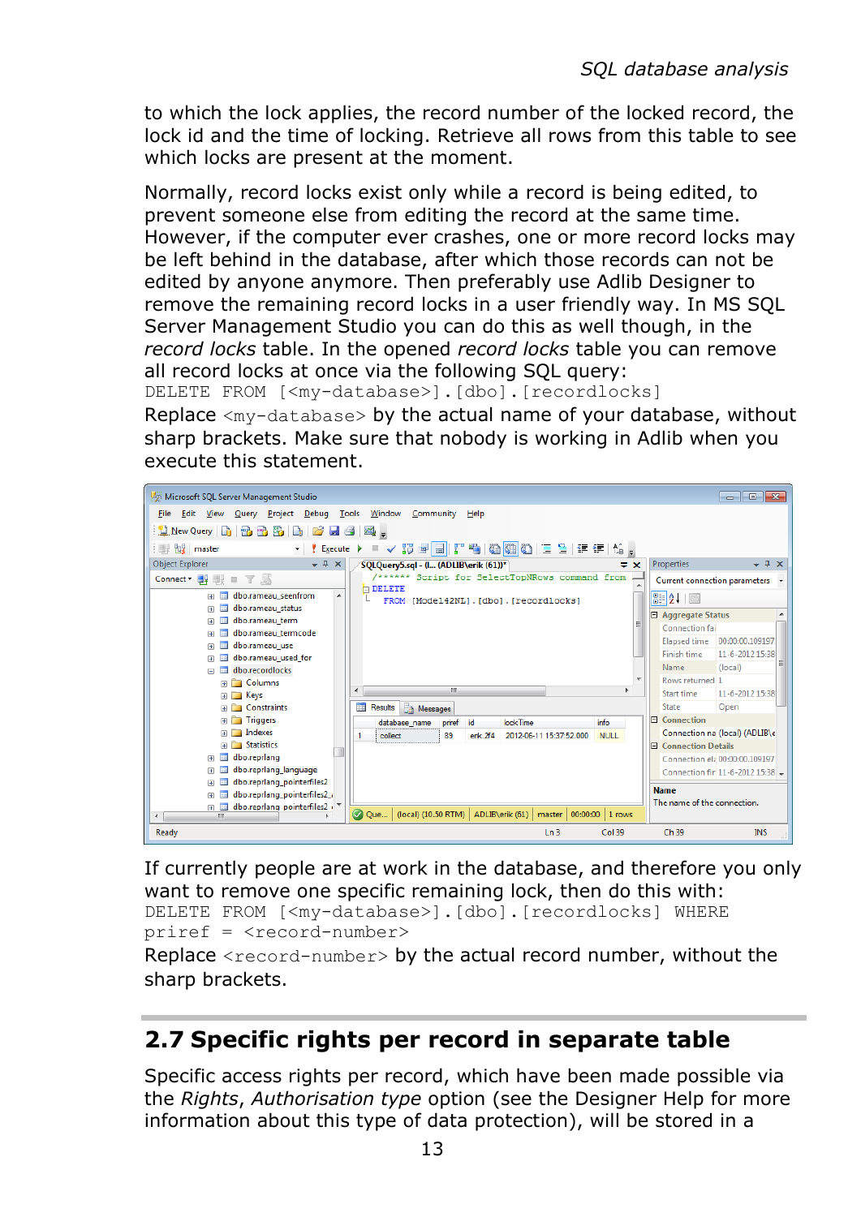to which the lock applies, the record number of the locked record, the lock id and the time of locking. Retrieve all rows from this table to see which locks are present at the moment.

Normally, record locks exist only while a record is being edited, to prevent someone else from editing the record at the same time. However, if the computer ever crashes, one or more record locks may be left behind in the database, after which those records can not be edited by anyone anymore. Then preferably use Adlib Designer to remove the remaining record locks in a user friendly way. In MS SQL Server Management Studio you can do this as well though, in the *record locks* table. In the opened *record locks* table you can remove all record locks at once via the following SQL query:

```
DELETE FROM [<my-database>].[dbo].[recordlocks]
```

Replace `<my-database>` by the actual name of your database, without sharp brackets. Make sure that nobody is working in Adlib when you execute this statement.

If currently people are at work in the database, and therefore you only want to remove one specific remaining lock, then do this with:

```
DELETE FROM [<my-database>].[dbo].[recordlocks] WHERE
priref = <record-number>
```

Replace `<record-number>` by the actual record number, without the sharp brackets.

## 2.7 Specific rights per record in separate table

Specific access rights per record, which have been made possible via the *Rights*, *Authorisation type* option (see the Designer Help for more information about this type of data protection), will be stored in a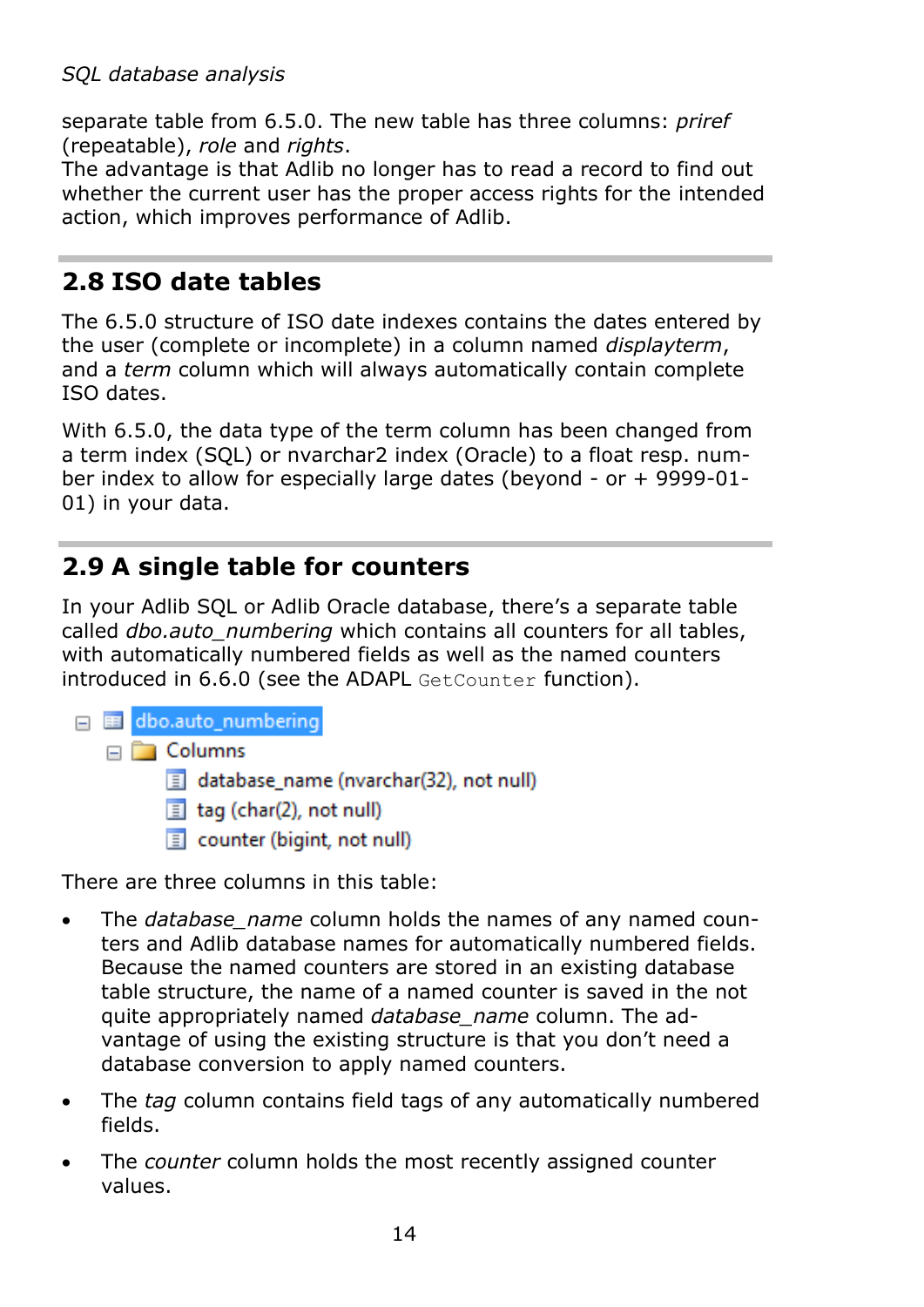separate table from 6.5.0. The new table has three columns: *priref* (repeatable), *role* and *rights*.
The advantage is that Adlib no longer has to read a record to find out whether the current user has the proper access rights for the intended action, which improves performance of Adlib.

## 2.8 ISO date tables

The 6.5.0 structure of ISO date indexes contains the dates entered by the user (complete or incomplete) in a column named *displayterm*, and a *term* column which will always automatically contain complete ISO dates.

With 6.5.0, the data type of the term column has been changed from a term index (SQL) or nvarchar2 index (Oracle) to a float resp. number index to allow for especially large dates (beyond - or + 9999-01-01) in your data.

## 2.9 A single table for counters

In your Adlib SQL or Adlib Oracle database, there's a separate table called *dbo.auto_numbering* which contains all counters for all tables, with automatically numbered fields as well as the named counters introduced in 6.6.0 (see the ADAPL `GetCounter` function).

```
dbo.auto_numbering
  Columns
    database_name (nvarchar(32), not null)
    tag (char(2), not null)
    counter (bigint, not null)
```

There are three columns in this table:

- The *database_name* column holds the names of any named counters and Adlib database names for automatically numbered fields. Because the named counters are stored in an existing database table structure, the name of a named counter is saved in the not quite appropriately named *database_name* column. The advantage of using the existing structure is that you don't need a database conversion to apply named counters.
- The *tag* column contains field tags of any automatically numbered fields.
- The *counter* column holds the most recently assigned counter values.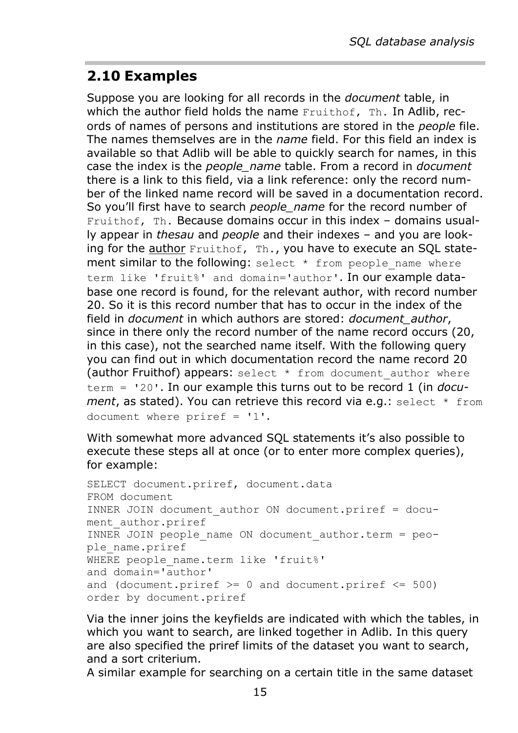## 2.10 Examples

Suppose you are looking for all records in the *document* table, in which the author field holds the name `Fruithof, Th`. In Adlib, records of names of persons and institutions are stored in the *people* file. The names themselves are in the *name* field. For this field an index is available so that Adlib will be able to quickly search for names, in this case the index is the *people_name* table. From a record in *document* there is a link to this field, via a link reference: only the record number of the linked name record will be saved in a documentation record. So you'll first have to search *people_name* for the record number of `Fruithof, Th`. Because domains occur in this index – domains usually appear in *thesau* and *people* and their indexes – and you are looking for the <u>author</u> `Fruithof, Th.`, you have to execute an SQL statement similar to the following: `select * from people_name where term like 'fruit%' and domain='author'`. In our example database one record is found, for the relevant author, with record number 20. So it is this record number that has to occur in the index of the field in *document* in which authors are stored: *document_author*, since in there only the record number of the name record occurs (20, in this case), not the searched name itself. With the following query you can find out in which documentation record the name record 20 (author Fruithof) appears: `select * from document_author where term = '20'`. In our example this turns out to be record 1 (in *document*, as stated). You can retrieve this record via e.g.: `select * from document where priref = '1'`.

With somewhat more advanced SQL statements it's also possible to execute these steps all at once (or to enter more complex queries), for example:

```
SELECT document.priref, document.data
FROM document
INNER JOIN document_author ON document.priref = document_author.priref
INNER JOIN people_name ON document_author.term = people_name.priref
WHERE people_name.term like 'fruit%'
and domain='author'
and (document.priref >= 0 and document.priref <= 500)
order by document.priref
```

Via the inner joins the keyfields are indicated with which the tables, in which you want to search, are linked together in Adlib. In this query are also specified the priref limits of the dataset you want to search, and a sort criterium.

A similar example for searching on a certain title in the same dataset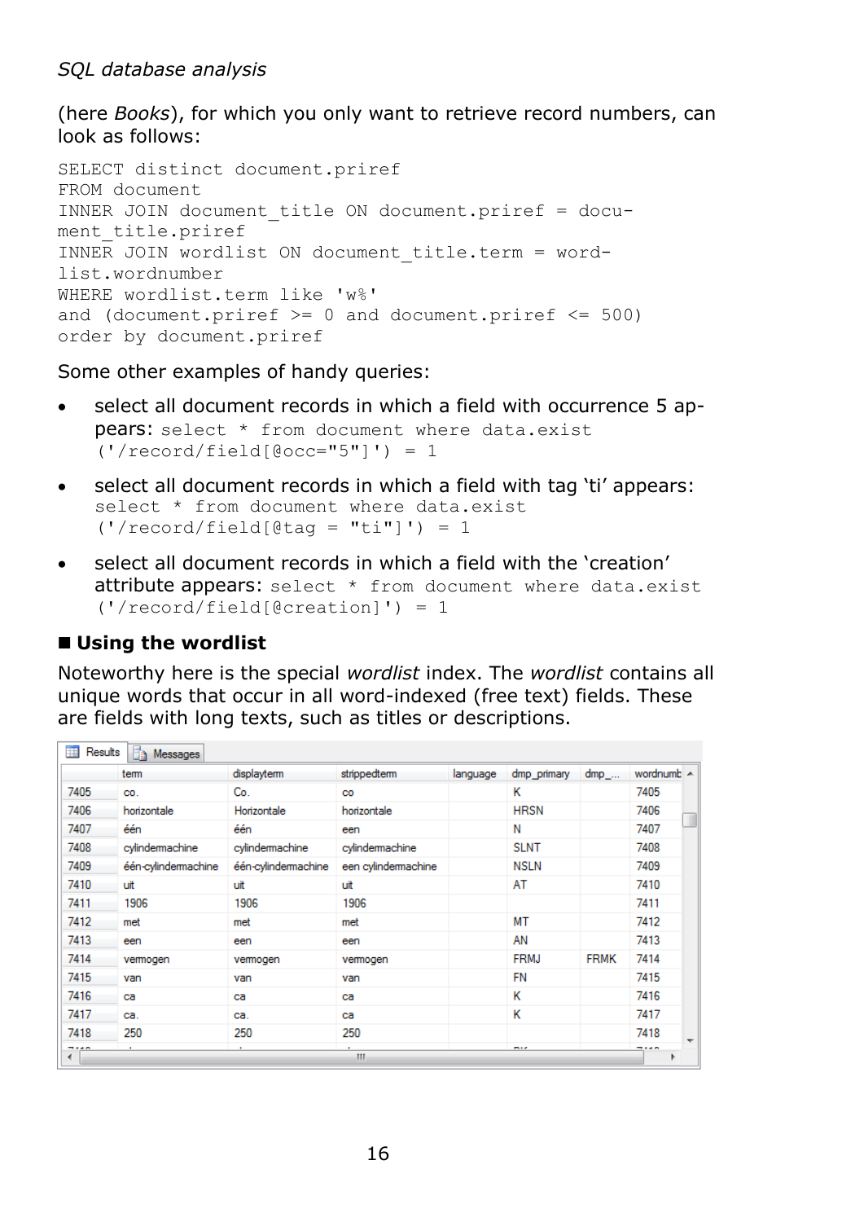(here *Books*), for which you only want to retrieve record numbers, can look as follows:

```
SELECT distinct document.priref
FROM document
INNER JOIN document_title ON document.priref = docu-
ment_title.priref
INNER JOIN wordlist ON document_title.term = word-
list.wordnumber
WHERE wordlist.term like 'w%'
and (document.priref >= 0 and document.priref <= 500)
order by document.priref
```

Some other examples of handy queries:

- select all document records in which a field with occurrence 5 appears: `select * from document where data.exist ('/record/field[@occ="5"]') = 1`
- select all document records in which a field with tag 'ti' appears: `select * from document where data.exist ('/record/field[@tag = "ti"]') = 1`
- select all document records in which a field with the 'creation' attribute appears: `select * from document where data.exist ('/record/field[@creation]') = 1`

## ■ Using the wordlist

Noteworthy here is the special *wordlist* index. The *wordlist* contains all unique words that occur in all word-indexed (free text) fields. These are fields with long texts, such as titles or descriptions.

| | term | displayterm | strippedterm | language | dmp_primary | dmp_... | wordnumb |
|---|---|---|---|---|---|---|---|
| 7405 | co. | Co. | co | | K | | 7405 |
| 7406 | horizontale | Horizontale | horizontale | | HRSN | | 7406 |
| 7407 | één | één | een | | N | | 7407 |
| 7408 | cylindermachine | cylindermachine | cylindermachine | | SLNT | | 7408 |
| 7409 | één-cylindermachine | één-cylindermachine | een cylindermachine | | NSLN | | 7409 |
| 7410 | uit | uit | uit | | AT | | 7410 |
| 7411 | 1906 | 1906 | 1906 | | | | 7411 |
| 7412 | met | met | met | | MT | | 7412 |
| 7413 | een | een | een | | AN | | 7413 |
| 7414 | vermogen | vermogen | vermogen | | FRMJ | FRMK | 7414 |
| 7415 | van | van | van | | FN | | 7415 |
| 7416 | ca | ca | ca | | K | | 7416 |
| 7417 | ca. | ca. | ca | | K | | 7417 |
| 7418 | 250 | 250 | 250 | | | | 7418 |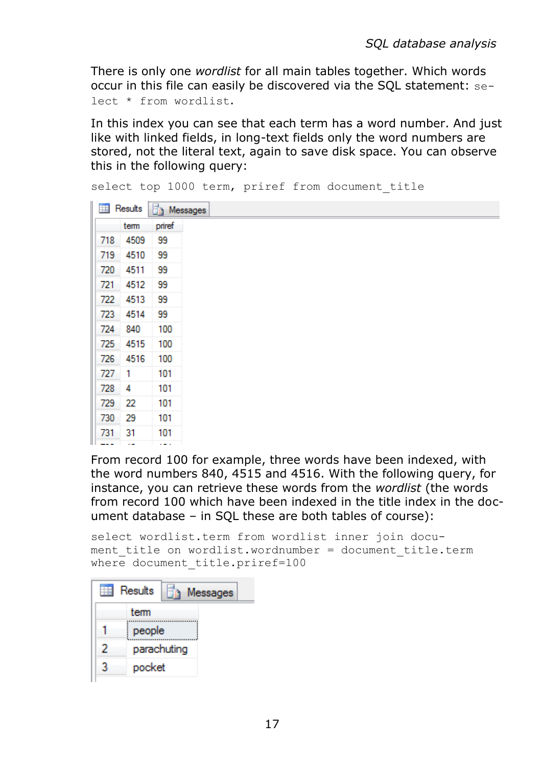There is only one *wordlist* for all main tables together. Which words occur in this file can easily be discovered via the SQL statement: `select * from wordlist`.

In this index you can see that each term has a word number. And just like with linked fields, in long-text fields only the word numbers are stored, not the literal text, again to save disk space. You can observe this in the following query:

```
select top 1000 term, priref from document_title
```

|  | term | priref |
|---|---|---|
| 718 | 4509 | 99 |
| 719 | 4510 | 99 |
| 720 | 4511 | 99 |
| 721 | 4512 | 99 |
| 722 | 4513 | 99 |
| 723 | 4514 | 99 |
| 724 | 840 | 100 |
| 725 | 4515 | 100 |
| 726 | 4516 | 100 |
| 727 | 1 | 101 |
| 728 | 4 | 101 |
| 729 | 22 | 101 |
| 730 | 29 | 101 |
| 731 | 31 | 101 |

From record 100 for example, three words have been indexed, with the word numbers 840, 4515 and 4516. With the following query, for instance, you can retrieve these words from the *wordlist* (the words from record 100 which have been indexed in the title index in the document database – in SQL these are both tables of course):

```
select wordlist.term from wordlist inner join document_title on wordlist.wordnumber = document_title.term
where document_title.priref=100
```

|  | term |
|---|---|
| 1 | people |
| 2 | parachuting |
| 3 | pocket |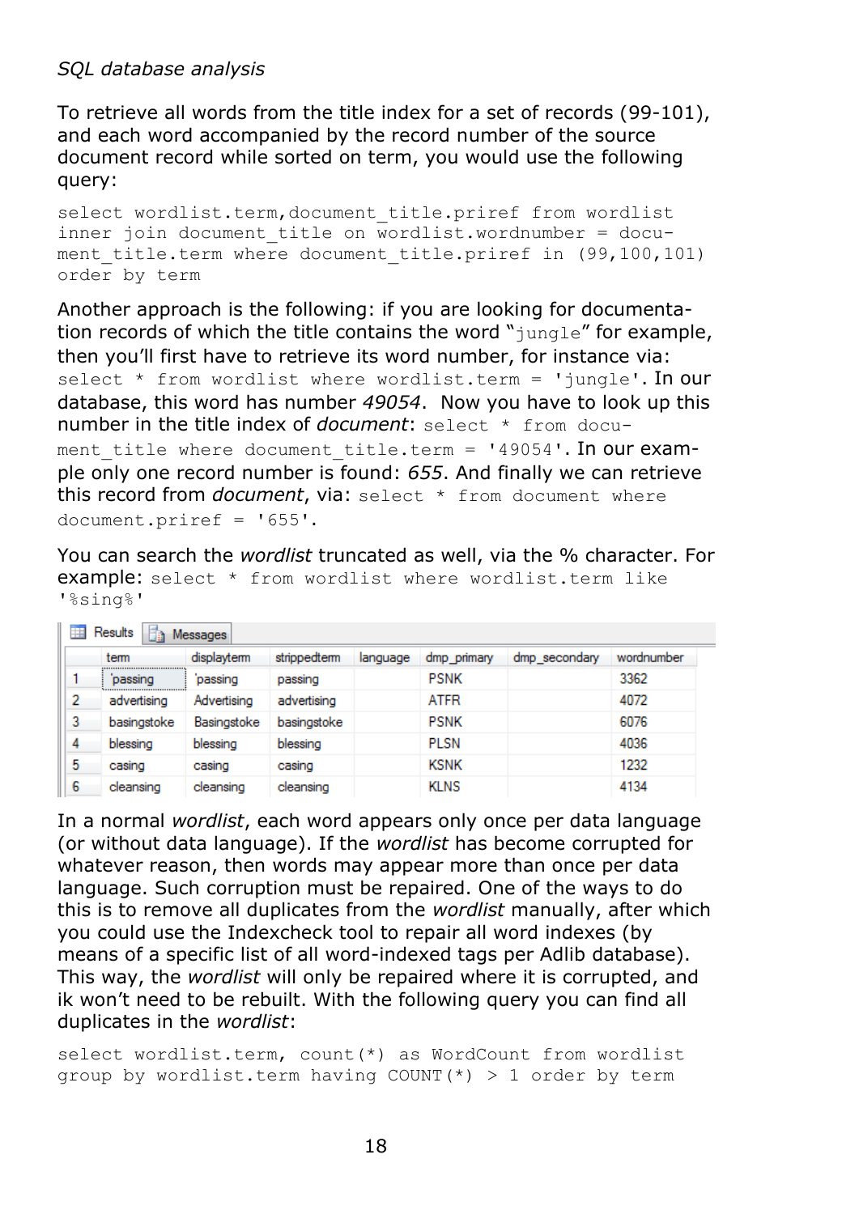*SQL database analysis*

To retrieve all words from the title index for a set of records (99-101), and each word accompanied by the record number of the source document record while sorted on term, you would use the following query:

```
select wordlist.term,document_title.priref from wordlist
inner join document_title on wordlist.wordnumber = docu-
ment_title.term where document_title.priref in (99,100,101)
order by term
```

Another approach is the following: if you are looking for documentation records of which the title contains the word "`jungle`" for example, then you'll first have to retrieve its word number, for instance via: `select * from wordlist where wordlist.term = 'jungle'`. In our database, this word has number *49054*. Now you have to look up this number in the title index of *document*: `select * from document_title where document_title.term = '49054'`. In our example only one record number is found: *655*. And finally we can retrieve this record from *document*, via: `select * from document where document.priref = '655'`.

You can search the *wordlist* truncated as well, via the % character. For example: `select * from wordlist where wordlist.term like '%sing%'`

| | term | displayterm | strippedterm | language | dmp_primary | dmp_secondary | wordnumber |
|---|---|---|---|---|---|---|---|
| 1 | 'passing | 'passing | passing | | PSNK | | 3362 |
| 2 | advertising | Advertising | advertising | | ATFR | | 4072 |
| 3 | basingstoke | Basingstoke | basingstoke | | PSNK | | 6076 |
| 4 | blessing | blessing | blessing | | PLSN | | 4036 |
| 5 | casing | casing | casing | | KSNK | | 1232 |
| 6 | cleansing | cleansing | cleansing | | KLNS | | 4134 |

In a normal *wordlist*, each word appears only once per data language (or without data language). If the *wordlist* has become corrupted for whatever reason, then words may appear more than once per data language. Such corruption must be repaired. One of the ways to do this is to remove all duplicates from the *wordlist* manually, after which you could use the Indexcheck tool to repair all word indexes (by means of a specific list of all word-indexed tags per Adlib database). This way, the *wordlist* will only be repaired where it is corrupted, and ik won't need to be rebuilt. With the following query you can find all duplicates in the *wordlist*:

```
select wordlist.term, count(*) as WordCount from wordlist
group by wordlist.term having COUNT(*) > 1 order by term
```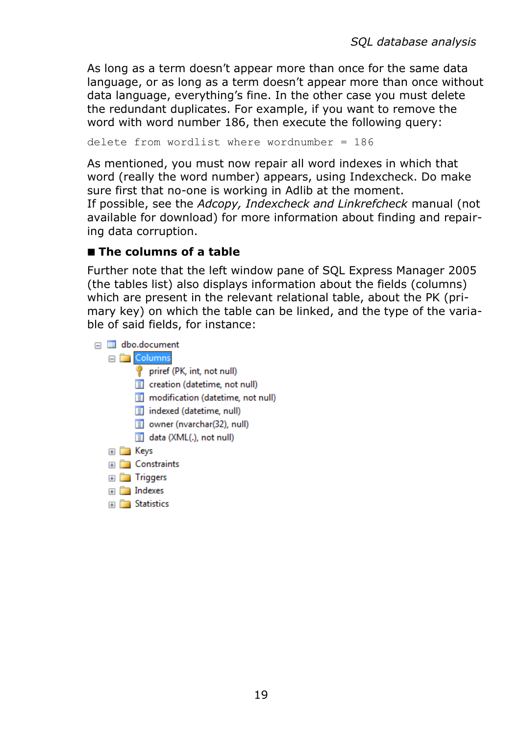As long as a term doesn't appear more than once for the same data language, or as long as a term doesn't appear more than once without data language, everything's fine. In the other case you must delete the redundant duplicates. For example, if you want to remove the word with word number 186, then execute the following query:

```
delete from wordlist where wordnumber = 186
```

As mentioned, you must now repair all word indexes in which that word (really the word number) appears, using Indexcheck. Do make sure first that no-one is working in Adlib at the moment.
If possible, see the *Adcopy, Indexcheck and Linkrefcheck* manual (not available for download) for more information about finding and repairing data corruption.

## ■ The columns of a table

Further note that the left window pane of SQL Express Manager 2005 (the tables list) also displays information about the fields (columns) which are present in the relevant relational table, about the PK (primary key) on which the table can be linked, and the type of the variable of said fields, for instance:

```
dbo.document
    Columns
        priref (PK, int, not null)
        creation (datetime, not null)
        modification (datetime, not null)
        indexed (datetime, null)
        owner (nvarchar(32), null)
        data (XML(.), not null)
    Keys
    Constraints
    Triggers
    Indexes
    Statistics
```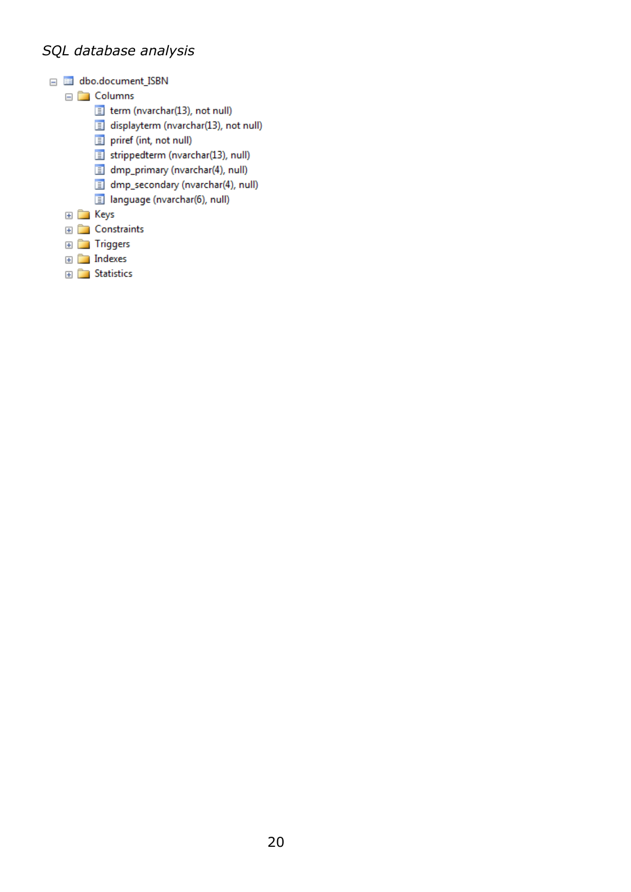*SQL database analysis*

- dbo.document_ISBN
  - Columns
    - term (nvarchar(13), not null)
    - displayterm (nvarchar(13), not null)
    - priref (int, not null)
    - strippedterm (nvarchar(13), null)
    - dmp_primary (nvarchar(4), null)
    - dmp_secondary (nvarchar(4), null)
    - language (nvarchar(6), null)
  - Keys
  - Constraints
  - Triggers
  - Indexes
  - Statistics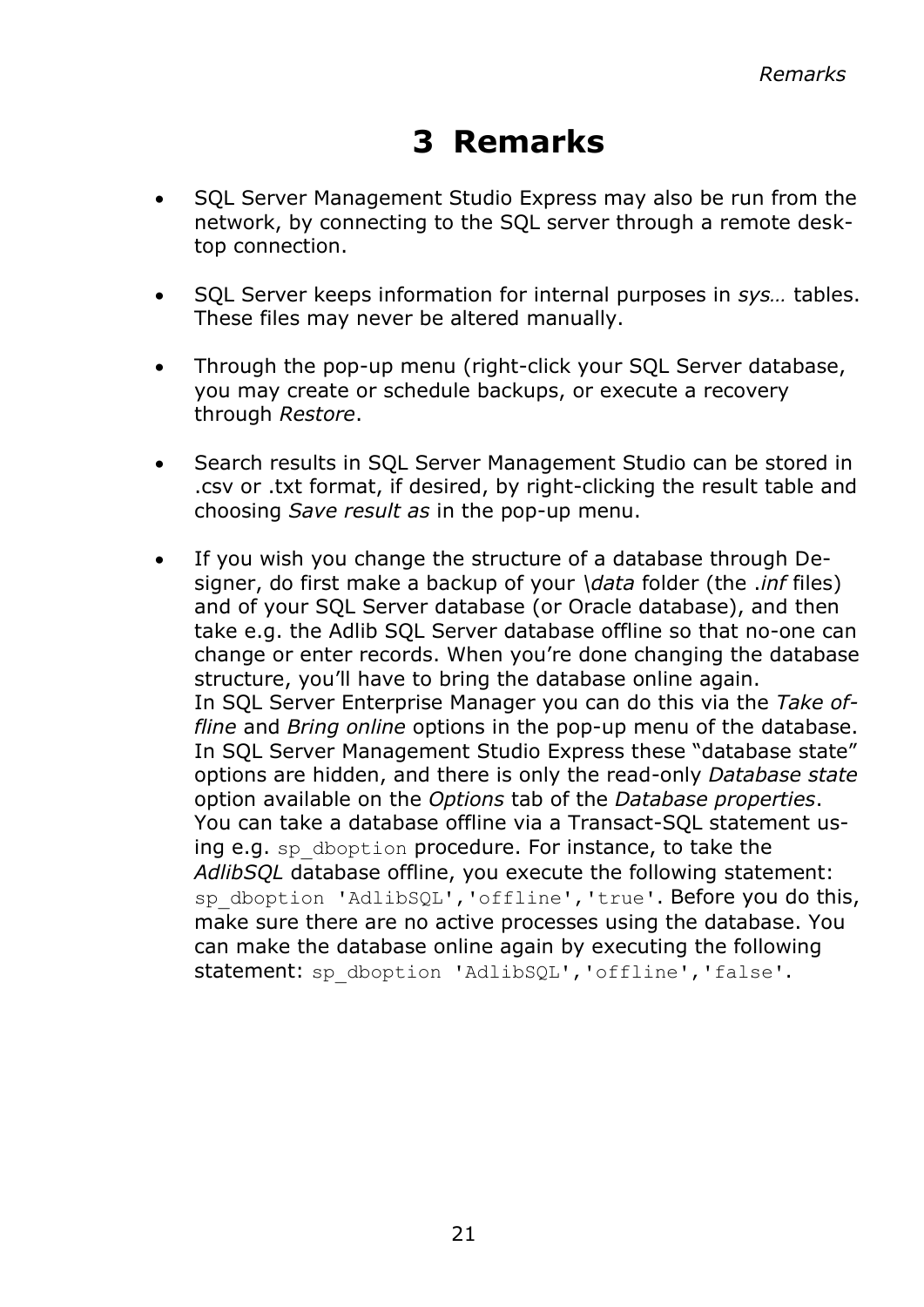# 3 Remarks

- SQL Server Management Studio Express may also be run from the network, by connecting to the SQL server through a remote desktop connection.

- SQL Server keeps information for internal purposes in *sys…* tables. These files may never be altered manually.

- Through the pop-up menu (right-click your SQL Server database, you may create or schedule backups, or execute a recovery through *Restore*.

- Search results in SQL Server Management Studio can be stored in .csv or .txt format, if desired, by right-clicking the result table and choosing *Save result as* in the pop-up menu.

- If you wish you change the structure of a database through Designer, do first make a backup of your *\data* folder (the *.inf* files) and of your SQL Server database (or Oracle database), and then take e.g. the Adlib SQL Server database offline so that no-one can change or enter records. When you're done changing the database structure, you'll have to bring the database online again.
  In SQL Server Enterprise Manager you can do this via the *Take offline* and *Bring online* options in the pop-up menu of the database. In SQL Server Management Studio Express these "database state" options are hidden, and there is only the read-only *Database state* option available on the *Options* tab of the *Database properties*. You can take a database offline via a Transact-SQL statement using e.g. `sp_dboption` procedure. For instance, to take the *AdlibSQL* database offline, you execute the following statement: `sp_dboption 'AdlibSQL','offline','true'`. Before you do this, make sure there are no active processes using the database. You can make the database online again by executing the following statement: `sp_dboption 'AdlibSQL','offline','false'`.